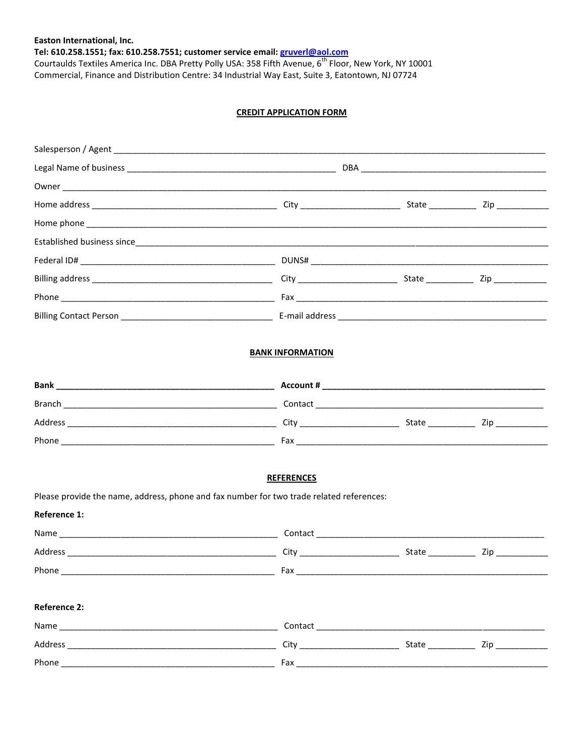**Easton International, Inc.**

**Tel: 610.258.1551; fax: 610.258.7551; customer service email: gruverl@aol.com**

Courtaulds Textiles America Inc. DBA Pretty Polly USA: 358 Fifth Avenue, 6th Floor, New York, NY 10001

Commercial, Finance and Distribution Centre: 34 Industrial Way East, Suite 3, Eatontown, NJ 07724

## CREDIT APPLICATION FORM

Salesperson / Agent ______________________________________________

Legal Name of business ______________________________ DBA ______________________________

Owner ______________________________________________

Home address ______________________________ City ______________ State ________ Zip ________

Home phone ______________________________________________

Established business since______________________________________________

Federal ID# ______________________________ DUNS# ______________________________

Billing address ______________________________ City ______________ State ________ Zip ________

Phone ______________________________ Fax ______________________________

Billing Contact Person ______________________ E-mail address ______________________________

## BANK INFORMATION

**Bank ______________________________ Account # ______________________________**

Branch ______________________________ Contact ______________________________

Address ______________________________ City ______________ State ________ Zip ________

Phone ______________________________ Fax ______________________________

## REFERENCES

Please provide the name, address, phone and fax number for two trade related references:

**Reference 1:**

Name ______________________________ Contact ______________________________

Address ______________________________ City ______________ State ________ Zip ________

Phone ______________________________ Fax ______________________________

**Reference 2:**

Name ______________________________ Contact ______________________________

Address ______________________________ City ______________ State ________ Zip ________

Phone ______________________________ Fax ______________________________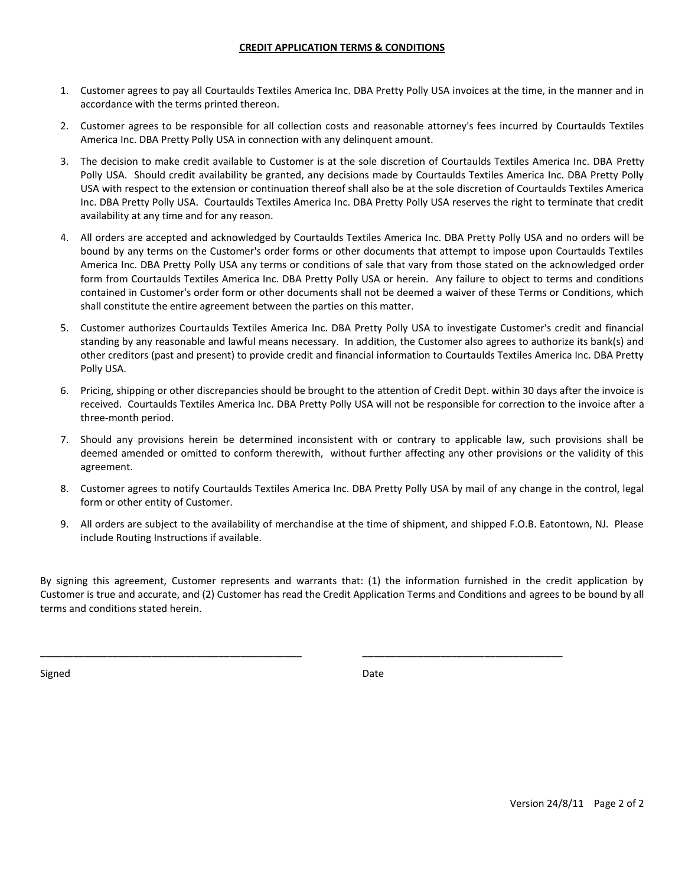## CREDIT APPLICATION TERMS & CONDITIONS

1. Customer agrees to pay all Courtaulds Textiles America Inc. DBA Pretty Polly USA invoices at the time, in the manner and in accordance with the terms printed thereon.
2. Customer agrees to be responsible for all collection costs and reasonable attorney's fees incurred by Courtaulds Textiles America Inc. DBA Pretty Polly USA in connection with any delinquent amount.
3. The decision to make credit available to Customer is at the sole discretion of Courtaulds Textiles America Inc. DBA Pretty Polly USA. Should credit availability be granted, any decisions made by Courtaulds Textiles America Inc. DBA Pretty Polly USA with respect to the extension or continuation thereof shall also be at the sole discretion of Courtaulds Textiles America Inc. DBA Pretty Polly USA. Courtaulds Textiles America Inc. DBA Pretty Polly USA reserves the right to terminate that credit availability at any time and for any reason.
4. All orders are accepted and acknowledged by Courtaulds Textiles America Inc. DBA Pretty Polly USA and no orders will be bound by any terms on the Customer's order forms or other documents that attempt to impose upon Courtaulds Textiles America Inc. DBA Pretty Polly USA any terms or conditions of sale that vary from those stated on the acknowledged order form from Courtaulds Textiles America Inc. DBA Pretty Polly USA or herein. Any failure to object to terms and conditions contained in Customer's order form or other documents shall not be deemed a waiver of these Terms or Conditions, which shall constitute the entire agreement between the parties on this matter.
5. Customer authorizes Courtaulds Textiles America Inc. DBA Pretty Polly USA to investigate Customer's credit and financial standing by any reasonable and lawful means necessary. In addition, the Customer also agrees to authorize its bank(s) and other creditors (past and present) to provide credit and financial information to Courtaulds Textiles America Inc. DBA Pretty Polly USA.
6. Pricing, shipping or other discrepancies should be brought to the attention of Credit Dept. within 30 days after the invoice is received. Courtaulds Textiles America Inc. DBA Pretty Polly USA will not be responsible for correction to the invoice after a three-month period.
7. Should any provisions herein be determined inconsistent with or contrary to applicable law, such provisions shall be deemed amended or omitted to conform therewith, without further affecting any other provisions or the validity of this agreement.
8. Customer agrees to notify Courtaulds Textiles America Inc. DBA Pretty Polly USA by mail of any change in the control, legal form or other entity of Customer.
9. All orders are subject to the availability of merchandise at the time of shipment, and shipped F.O.B. Eatontown, NJ. Please include Routing Instructions if available.

By signing this agreement, Customer represents and warrants that: (1) the information furnished in the credit application by Customer is true and accurate, and (2) Customer has read the Credit Application Terms and Conditions and agrees to be bound by all terms and conditions stated herein.

\_\_\_\_\_\_\_\_\_\_\_\_\_\_\_\_\_\_\_\_\_\_\_\_\_\_\_\_\_\_\_\_\_\_\_\_\_\_\_\_ \_\_\_\_\_\_\_\_\_\_\_\_\_\_\_\_\_\_\_\_\_\_\_\_\_\_\_\_\_\_\_\_\_\_

Signed Date

Version 24/8/11